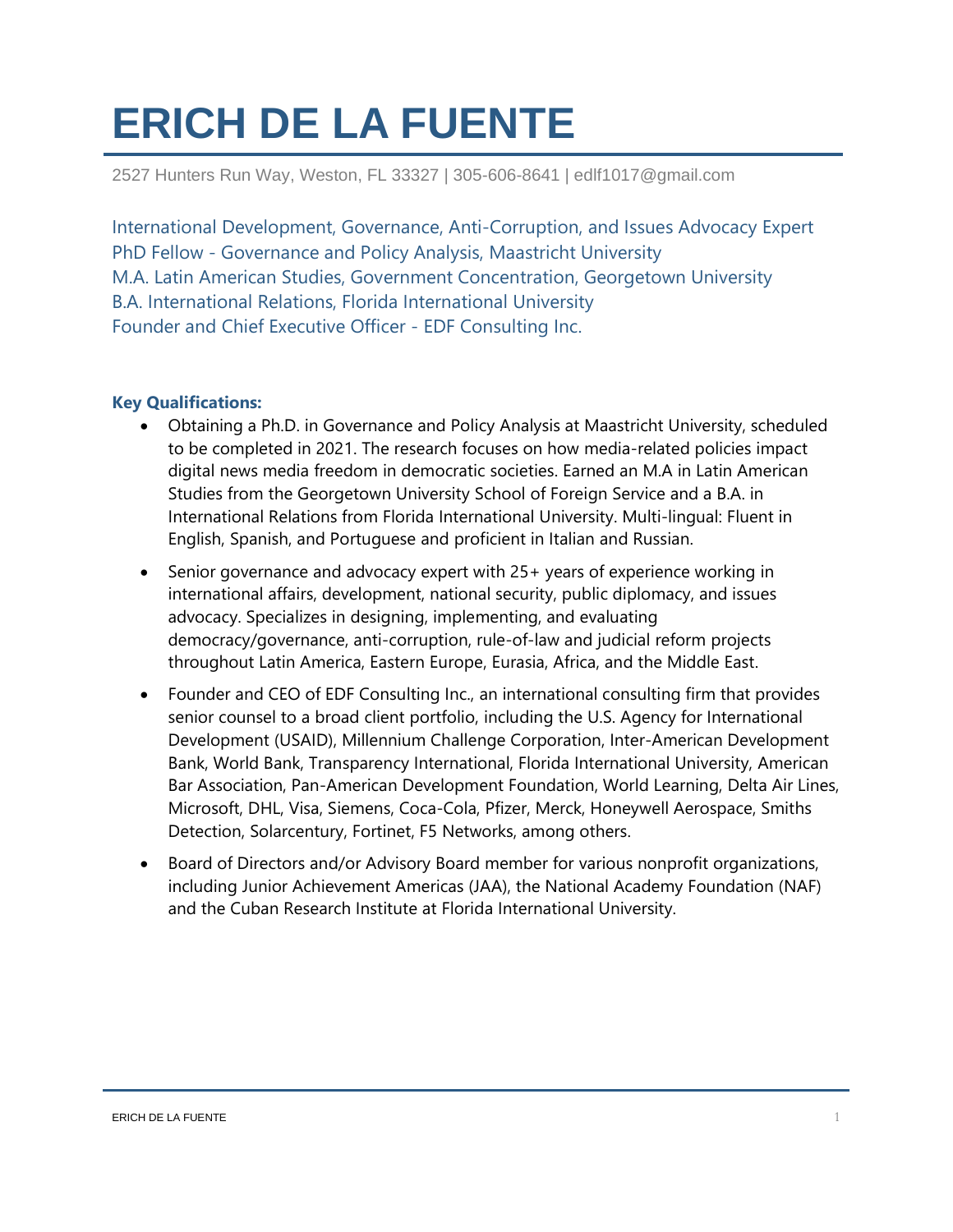# ERICH DE LA FUENTE

2527 Hunters Run Way, Weston, FL 33327 | 305-606-8641 | edlf1017@gmail.com

International Development, Governance, Anti-Corruption, and Issues Advocacy Expert
PhD Fellow - Governance and Policy Analysis, Maastricht University
M.A. Latin American Studies, Government Concentration, Georgetown University
B.A. International Relations, Florida International University
Founder and Chief Executive Officer - EDF Consulting Inc.

**Key Qualifications:**

- Obtaining a Ph.D. in Governance and Policy Analysis at Maastricht University, scheduled to be completed in 2021. The research focuses on how media-related policies impact digital news media freedom in democratic societies. Earned an M.A in Latin American Studies from the Georgetown University School of Foreign Service and a B.A. in International Relations from Florida International University. Multi-lingual: Fluent in English, Spanish, and Portuguese and proficient in Italian and Russian.
- Senior governance and advocacy expert with 25+ years of experience working in international affairs, development, national security, public diplomacy, and issues advocacy. Specializes in designing, implementing, and evaluating democracy/governance, anti-corruption, rule-of-law and judicial reform projects throughout Latin America, Eastern Europe, Eurasia, Africa, and the Middle East.
- Founder and CEO of EDF Consulting Inc., an international consulting firm that provides senior counsel to a broad client portfolio, including the U.S. Agency for International Development (USAID), Millennium Challenge Corporation, Inter-American Development Bank, World Bank, Transparency International, Florida International University, American Bar Association, Pan-American Development Foundation, World Learning, Delta Air Lines, Microsoft, DHL, Visa, Siemens, Coca-Cola, Pfizer, Merck, Honeywell Aerospace, Smiths Detection, Solarcentury, Fortinet, F5 Networks, among others.
- Board of Directors and/or Advisory Board member for various nonprofit organizations, including Junior Achievement Americas (JAA), the National Academy Foundation (NAF) and the Cuban Research Institute at Florida International University.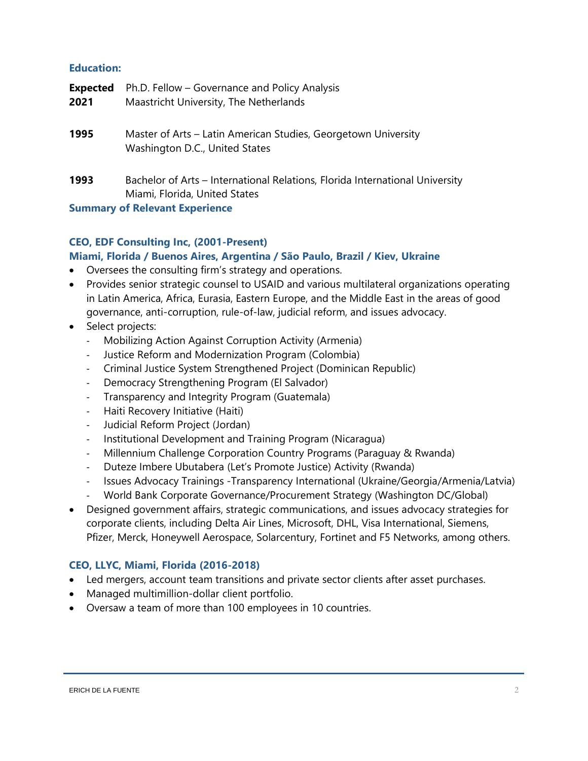## Education:

**Expected 2021** Ph.D. Fellow – Governance and Policy Analysis
Maastricht University, The Netherlands

**1995** Master of Arts – Latin American Studies, Georgetown University
Washington D.C., United States

**1993** Bachelor of Arts – International Relations, Florida International University
Miami, Florida, United States

## Summary of Relevant Experience

### CEO, EDF Consulting Inc, (2001-Present)
### Miami, Florida / Buenos Aires, Argentina / São Paulo, Brazil / Kiev, Ukraine

- Oversees the consulting firm's strategy and operations.
- Provides senior strategic counsel to USAID and various multilateral organizations operating in Latin America, Africa, Eurasia, Eastern Europe, and the Middle East in the areas of good governance, anti-corruption, rule-of-law, judicial reform, and issues advocacy.
- Select projects:
  - Mobilizing Action Against Corruption Activity (Armenia)
  - Justice Reform and Modernization Program (Colombia)
  - Criminal Justice System Strengthened Project (Dominican Republic)
  - Democracy Strengthening Program (El Salvador)
  - Transparency and Integrity Program (Guatemala)
  - Haiti Recovery Initiative (Haiti)
  - Judicial Reform Project (Jordan)
  - Institutional Development and Training Program (Nicaragua)
  - Millennium Challenge Corporation Country Programs (Paraguay & Rwanda)
  - Duteze Imbere Ubutabera (Let's Promote Justice) Activity (Rwanda)
  - Issues Advocacy Trainings -Transparency International (Ukraine/Georgia/Armenia/Latvia)
  - World Bank Corporate Governance/Procurement Strategy (Washington DC/Global)
- Designed government affairs, strategic communications, and issues advocacy strategies for corporate clients, including Delta Air Lines, Microsoft, DHL, Visa International, Siemens, Pfizer, Merck, Honeywell Aerospace, Solarcentury, Fortinet and F5 Networks, among others.

### CEO, LLYC, Miami, Florida (2016-2018)

- Led mergers, account team transitions and private sector clients after asset purchases.
- Managed multimillion-dollar client portfolio.
- Oversaw a team of more than 100 employees in 10 countries.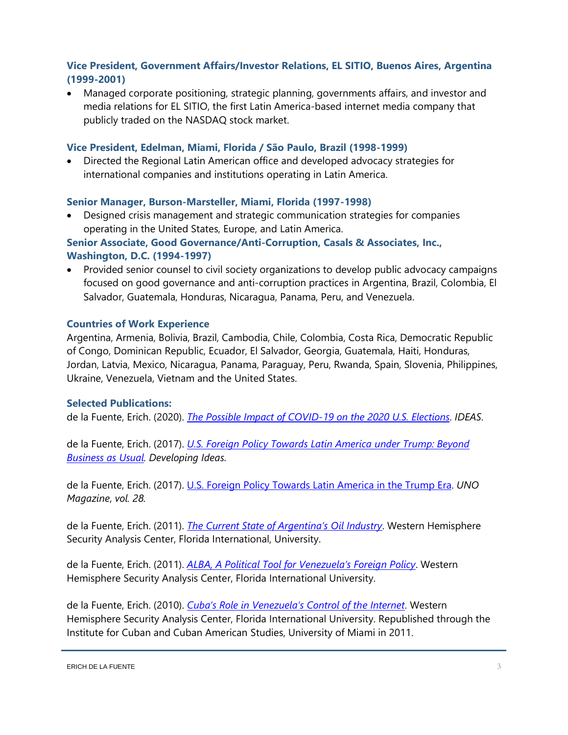### Vice President, Government Affairs/Investor Relations, EL SITIO, Buenos Aires, Argentina (1999-2001)

- Managed corporate positioning, strategic planning, governments affairs, and investor and media relations for EL SITIO, the first Latin America-based internet media company that publicly traded on the NASDAQ stock market.

### Vice President, Edelman, Miami, Florida / São Paulo, Brazil (1998-1999)

- Directed the Regional Latin American office and developed advocacy strategies for international companies and institutions operating in Latin America.

### Senior Manager, Burson-Marsteller, Miami, Florida (1997-1998)

- Designed crisis management and strategic communication strategies for companies operating in the United States, Europe, and Latin America.

### Senior Associate, Good Governance/Anti-Corruption, Casals & Associates, Inc., Washington, D.C. (1994-1997)

- Provided senior counsel to civil society organizations to develop public advocacy campaigns focused on good governance and anti-corruption practices in Argentina, Brazil, Colombia, El Salvador, Guatemala, Honduras, Nicaragua, Panama, Peru, and Venezuela.

### Countries of Work Experience

Argentina, Armenia, Bolivia, Brazil, Cambodia, Chile, Colombia, Costa Rica, Democratic Republic of Congo, Dominican Republic, Ecuador, El Salvador, Georgia, Guatemala, Haiti, Honduras, Jordan, Latvia, Mexico, Nicaragua, Panama, Paraguay, Peru, Rwanda, Spain, Slovenia, Philippines, Ukraine, Venezuela, Vietnam and the United States.

### Selected Publications:

de la Fuente, Erich. (2020). *The Possible Impact of COVID-19 on the 2020 U.S. Elections*. *IDEAS*.

de la Fuente, Erich. (2017). *U.S. Foreign Policy Towards Latin America under Trump: Beyond Business as Usual*. *Developing Ideas*.

de la Fuente, Erich. (2017). U.S. Foreign Policy Towards Latin America in the Trump Era. *UNO Magazine*, *vol. 28*.

de la Fuente, Erich. (2011). *The Current State of Argentina's Oil Industry*. Western Hemisphere Security Analysis Center, Florida International, University.

de la Fuente, Erich. (2011). *ALBA, A Political Tool for Venezuela's Foreign Policy*. Western Hemisphere Security Analysis Center, Florida International University.

de la Fuente, Erich. (2010). *Cuba's Role in Venezuela's Control of the Internet*. Western Hemisphere Security Analysis Center, Florida International University. Republished through the Institute for Cuban and Cuban American Studies, University of Miami in 2011.